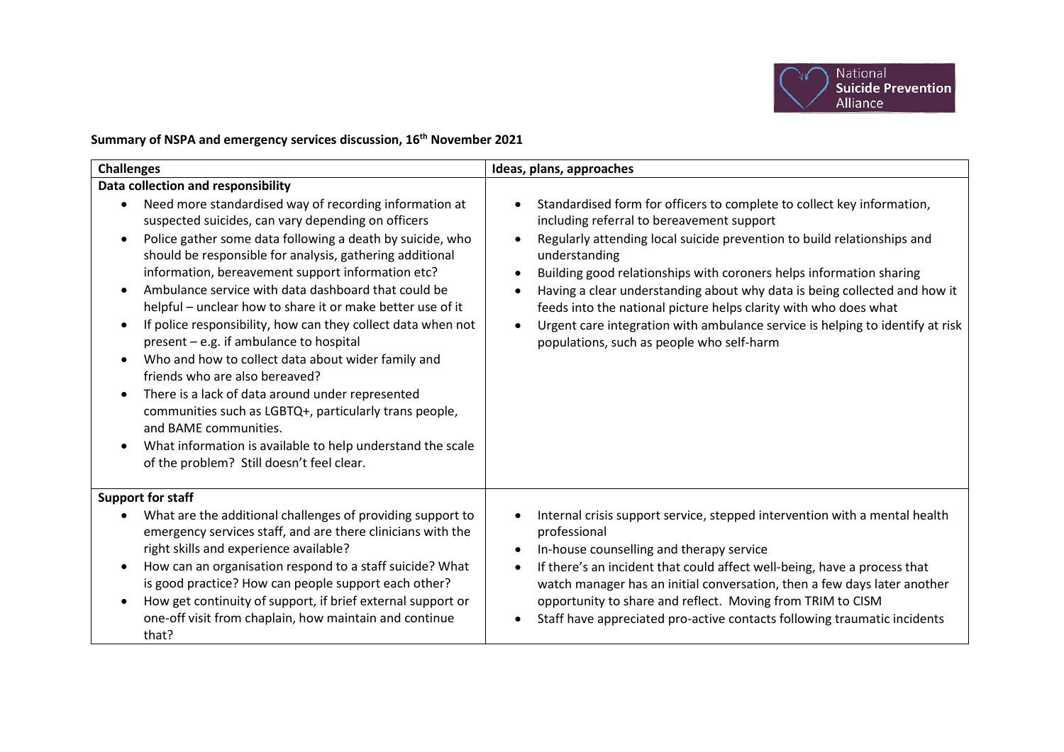**Summary of NSPA and emergency services discussion, 16th November 2021**

| Challenges | Ideas, plans, approaches |
|---|---|
| **Data collection and responsibility**<br>• Need more standardised way of recording information at suspected suicides, can vary depending on officers<br>• Police gather some data following a death by suicide, who should be responsible for analysis, gathering additional information, bereavement support information etc?<br>• Ambulance service with data dashboard that could be helpful – unclear how to share it or make better use of it<br>• If police responsibility, how can they collect data when not present – e.g. if ambulance to hospital<br>• Who and how to collect data about wider family and friends who are also bereaved?<br>• There is a lack of data around under represented communities such as LGBTQ+, particularly trans people, and BAME communities.<br>• What information is available to help understand the scale of the problem? Still doesn't feel clear. | • Standardised form for officers to complete to collect key information, including referral to bereavement support<br>• Regularly attending local suicide prevention to build relationships and understanding<br>• Building good relationships with coroners helps information sharing<br>• Having a clear understanding about why data is being collected and how it feeds into the national picture helps clarity with who does what<br>• Urgent care integration with ambulance service is helping to identify at risk populations, such as people who self-harm |
| **Support for staff**<br>• What are the additional challenges of providing support to emergency services staff, and are there clinicians with the right skills and experience available?<br>• How can an organisation respond to a staff suicide? What is good practice? How can people support each other?<br>• How get continuity of support, if brief external support or one-off visit from chaplain, how maintain and continue that? | • Internal crisis support service, stepped intervention with a mental health professional<br>• In-house counselling and therapy service<br>• If there's an incident that could affect well-being, have a process that watch manager has an initial conversation, then a few days later another opportunity to share and reflect. Moving from TRIM to CISM<br>• Staff have appreciated pro-active contacts following traumatic incidents |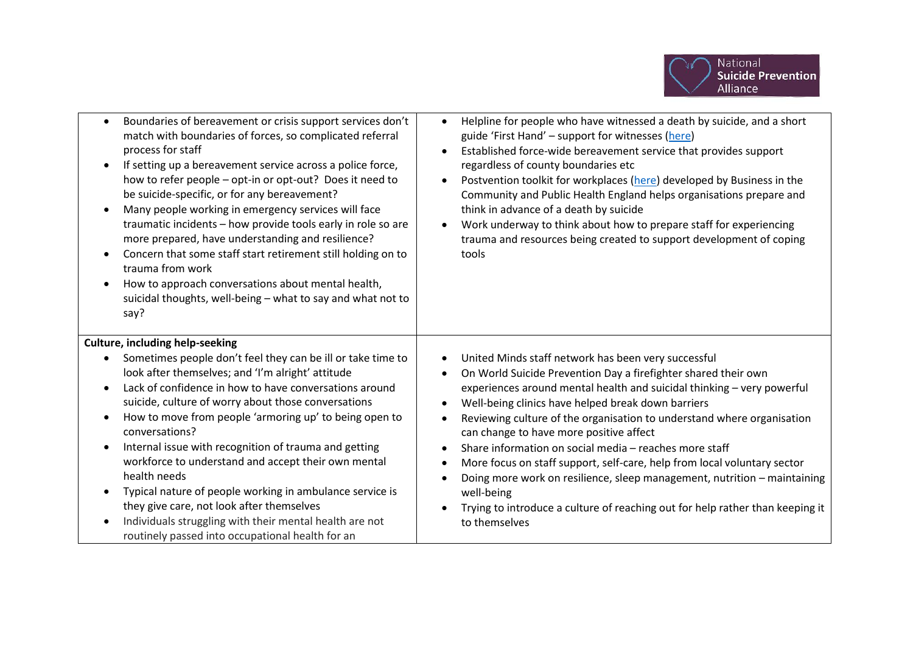| | |
|---|---|
| • Boundaries of bereavement or crisis support services don't match with boundaries of forces, so complicated referral process for staff<br>• If setting up a bereavement service across a police force, how to refer people – opt-in or opt-out? Does it need to be suicide-specific, or for any bereavement?<br>• Many people working in emergency services will face traumatic incidents – how provide tools early in role so are more prepared, have understanding and resilience?<br>• Concern that some staff start retirement still holding on to trauma from work<br>• How to approach conversations about mental health, suicidal thoughts, well-being – what to say and what not to say? | • Helpline for people who have witnessed a death by suicide, and a short guide 'First Hand' – support for witnesses (here)<br>• Established force-wide bereavement service that provides support regardless of county boundaries etc<br>• Postvention toolkit for workplaces (here) developed by Business in the Community and Public Health England helps organisations prepare and think in advance of a death by suicide<br>• Work underway to think about how to prepare staff for experiencing trauma and resources being created to support development of coping tools |
| **Culture, including help-seeking**<br>• Sometimes people don't feel they can be ill or take time to look after themselves; and 'I'm alright' attitude<br>• Lack of confidence in how to have conversations around suicide, culture of worry about those conversations<br>• How to move from people 'armoring up' to being open to conversations?<br>• Internal issue with recognition of trauma and getting workforce to understand and accept their own mental health needs<br>• Typical nature of people working in ambulance service is they give care, not look after themselves<br>• Individuals struggling with their mental health are not routinely passed into occupational health for an | • United Minds staff network has been very successful<br>• On World Suicide Prevention Day a firefighter shared their own experiences around mental health and suicidal thinking – very powerful<br>• Well-being clinics have helped break down barriers<br>• Reviewing culture of the organisation to understand where organisation can change to have more positive affect<br>• Share information on social media – reaches more staff<br>• More focus on staff support, self-care, help from local voluntary sector<br>• Doing more work on resilience, sleep management, nutrition – maintaining well-being<br>• Trying to introduce a culture of reaching out for help rather than keeping it to themselves |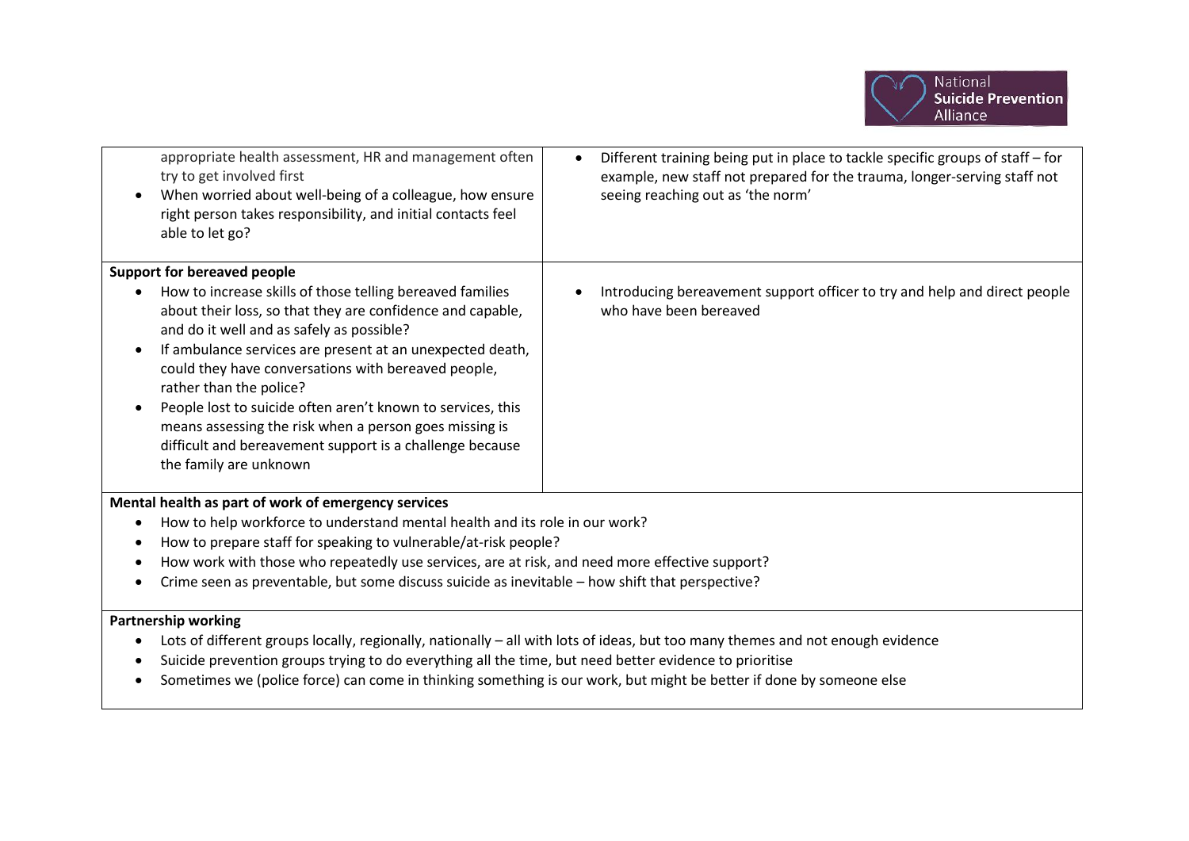| | |
|---|---|
| appropriate health assessment, HR and management often try to get involved first<br>• When worried about well-being of a colleague, how ensure right person takes responsibility, and initial contacts feel able to let go? | • Different training being put in place to tackle specific groups of staff – for example, new staff not prepared for the trauma, longer-serving staff not seeing reaching out as 'the norm' |
| **Support for bereaved people**<br>• How to increase skills of those telling bereaved families about their loss, so that they are confidence and capable, and do it well and as safely as possible?<br>• If ambulance services are present at an unexpected death, could they have conversations with bereaved people, rather than the police?<br>• People lost to suicide often aren't known to services, this means assessing the risk when a person goes missing is difficult and bereavement support is a challenge because the family are unknown | • Introducing bereavement support officer to try and help and direct people who have been bereaved |
| **Mental health as part of work of emergency services**<br>• How to help workforce to understand mental health and its role in our work?<br>• How to prepare staff for speaking to vulnerable/at-risk people?<br>• How work with those who repeatedly use services, are at risk, and need more effective support?<br>• Crime seen as preventable, but some discuss suicide as inevitable – how shift that perspective? | |
| **Partnership working**<br>• Lots of different groups locally, regionally, nationally – all with lots of ideas, but too many themes and not enough evidence<br>• Suicide prevention groups trying to do everything all the time, but need better evidence to prioritise<br>• Sometimes we (police force) can come in thinking something is our work, but might be better if done by someone else | |